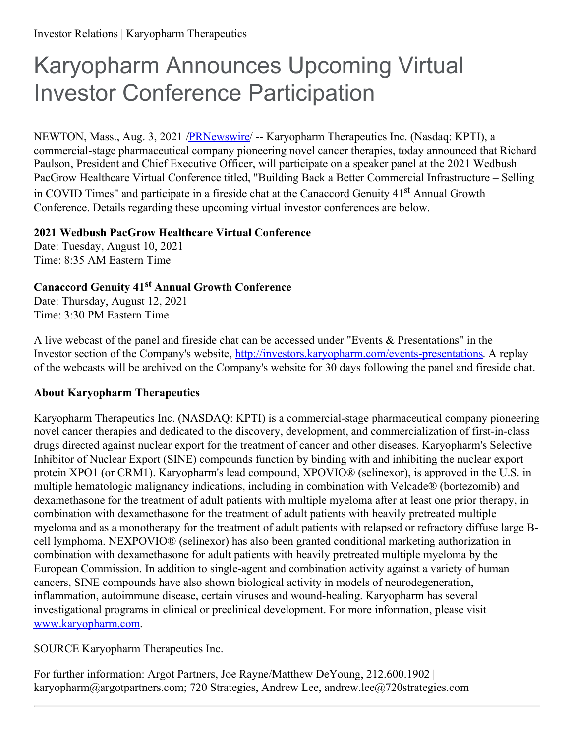Investor Relations | Karyopharm Therapeutics

# Karyopharm Announces Upcoming Virtual Investor Conference Participation

NEWTON, Mass., Aug. 3, 2021 /PRNewswire/ -- Karyopharm Therapeutics Inc. (Nasdaq: KPTI), a commercial-stage pharmaceutical company pioneering novel cancer therapies, today announced that Richard Paulson, President and Chief Executive Officer, will participate on a speaker panel at the 2021 Wedbush PacGrow Healthcare Virtual Conference titled, "Building Back a Better Commercial Infrastructure – Selling in COVID Times" and participate in a fireside chat at the Canaccord Genuity 41st Annual Growth Conference. Details regarding these upcoming virtual investor conferences are below.

**2021 Wedbush PacGrow Healthcare Virtual Conference**
Date: Tuesday, August 10, 2021
Time: 8:35 AM Eastern Time

**Canaccord Genuity 41st Annual Growth Conference**
Date: Thursday, August 12, 2021
Time: 3:30 PM Eastern Time

A live webcast of the panel and fireside chat can be accessed under "Events & Presentations" in the Investor section of the Company's website, http://investors.karyopharm.com/events-presentations. A replay of the webcasts will be archived on the Company's website for 30 days following the panel and fireside chat.

**About Karyopharm Therapeutics**

Karyopharm Therapeutics Inc. (NASDAQ: KPTI) is a commercial-stage pharmaceutical company pioneering novel cancer therapies and dedicated to the discovery, development, and commercialization of first-in-class drugs directed against nuclear export for the treatment of cancer and other diseases. Karyopharm's Selective Inhibitor of Nuclear Export (SINE) compounds function by binding with and inhibiting the nuclear export protein XPO1 (or CRM1). Karyopharm's lead compound, XPOVIO® (selinexor), is approved in the U.S. in multiple hematologic malignancy indications, including in combination with Velcade® (bortezomib) and dexamethasone for the treatment of adult patients with multiple myeloma after at least one prior therapy, in combination with dexamethasone for the treatment of adult patients with heavily pretreated multiple myeloma and as a monotherapy for the treatment of adult patients with relapsed or refractory diffuse large B-cell lymphoma. NEXPOVIO® (selinexor) has also been granted conditional marketing authorization in combination with dexamethasone for adult patients with heavily pretreated multiple myeloma by the European Commission. In addition to single-agent and combination activity against a variety of human cancers, SINE compounds have also shown biological activity in models of neurodegeneration, inflammation, autoimmune disease, certain viruses and wound-healing. Karyopharm has several investigational programs in clinical or preclinical development. For more information, please visit www.karyopharm.com.

SOURCE Karyopharm Therapeutics Inc.

For further information: Argot Partners, Joe Rayne/Matthew DeYoung, 212.600.1902 | karyopharm@argotpartners.com; 720 Strategies, Andrew Lee, andrew.lee@720strategies.com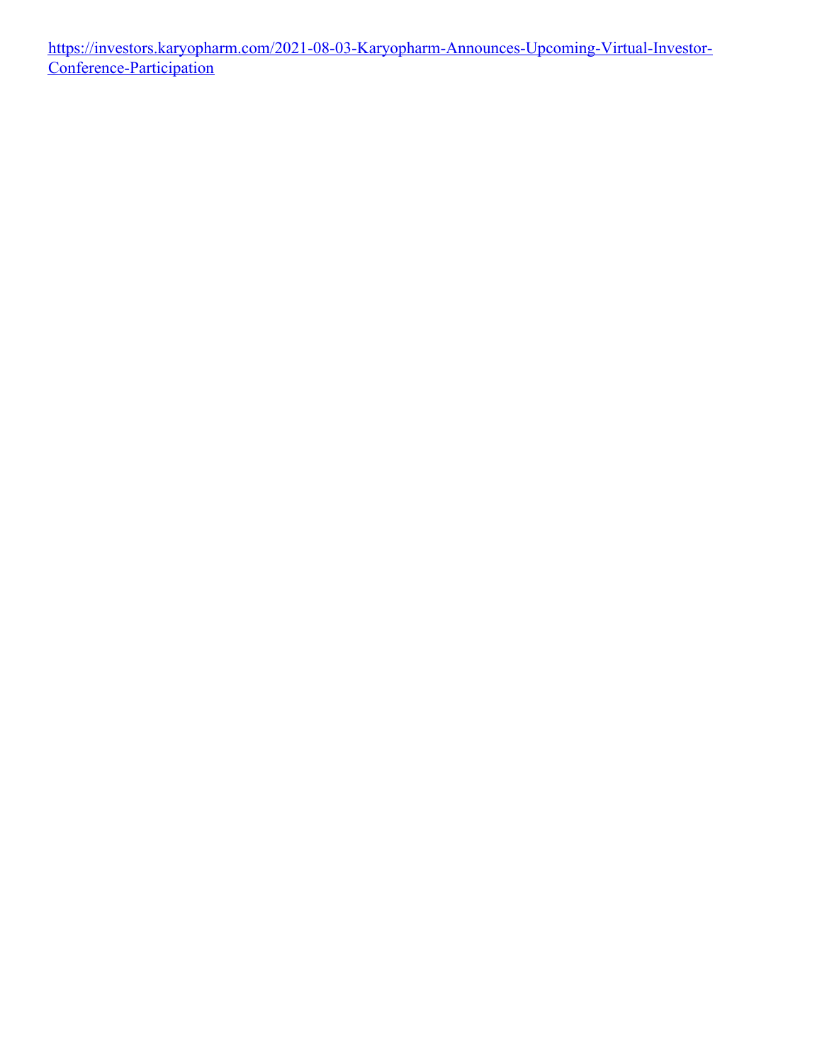https://investors.karyopharm.com/2021-08-03-Karyopharm-Announces-Upcoming-Virtual-Investor-Conference-Participation